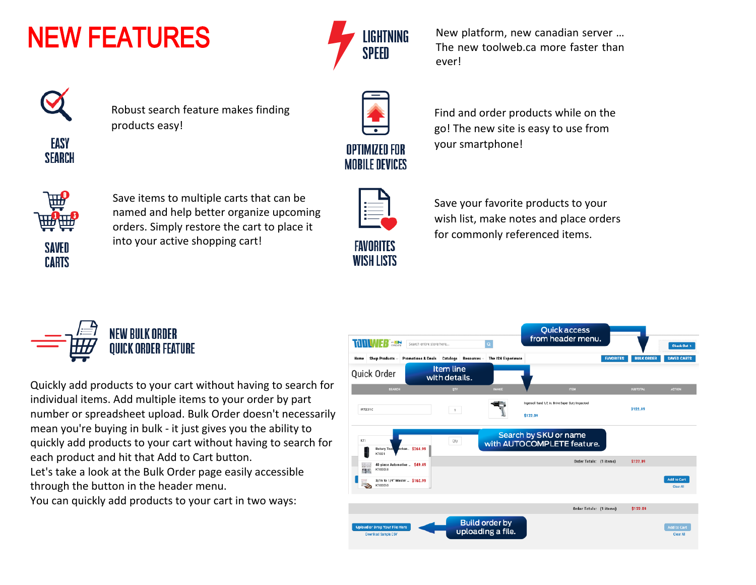# NEW FEATURES

## LIGHTNING SPEED

New platform, new canadian server … The new toolweb.ca more faster than ever!

## EASY SEARCH

Robust search feature makes finding products easy!

## OPTIMIZED FOR MOBILE DEVICES

Find and order products while on the go! The new site is easy to use from your smartphone!

## SAVED CARTS

Save items to multiple carts that can be named and help better organize upcoming orders. Simply restore the cart to place it into your active shopping cart!

## FAVORITES WISH LISTS

Save your favorite products to your wish list, make notes and place orders for commonly referenced items.

## NEW BULK ORDER QUICK ORDER FEATURE

Quickly add products to your cart without having to search for individual items. Add multiple items to your order by part number or spreadsheet upload. Bulk Order doesn't necessarily mean you're buying in bulk - it just gives you the ability to quickly add products to your cart without having to search for each product and hit that Add to Cart button.
Let's take a look at the Bulk Order page easily accessible through the button in the header menu.
You can quickly add products to your cart in two ways:

Quick access from header menu.

Item line with details.

Search by SKU or name with AUTOCOMPLETE feature.

Build order by uploading a file.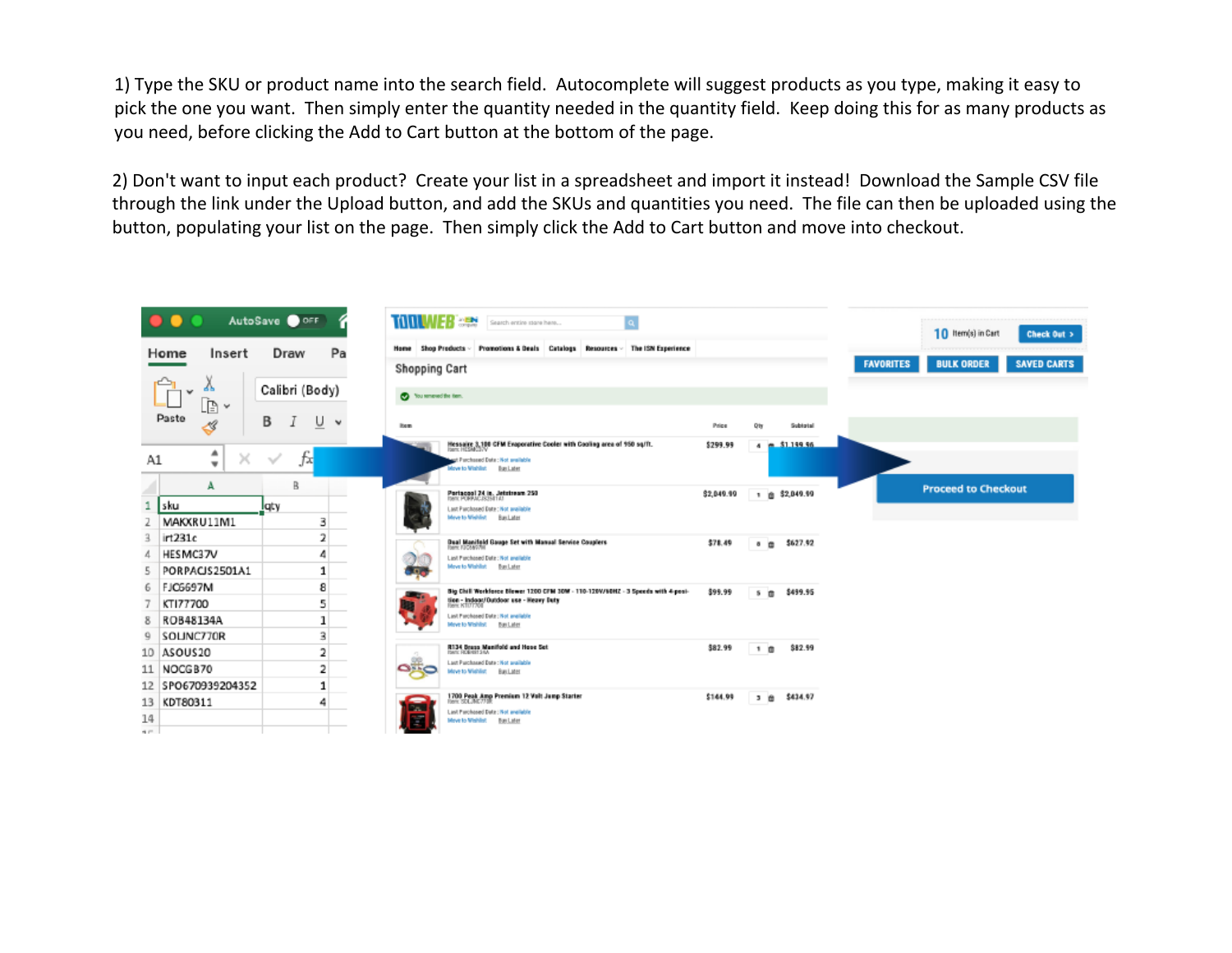1) Type the SKU or product name into the search field. Autocomplete will suggest products as you type, making it easy to pick the one you want. Then simply enter the quantity needed in the quantity field. Keep doing this for as many products as you need, before clicking the Add to Cart button at the bottom of the page.

2) Don't want to input each product? Create your list in a spreadsheet and import it instead! Download the Sample CSV file through the link under the Upload button, and add the SKUs and quantities you need. The file can then be uploaded using the button, populating your list on the page. Then simply click the Add to Cart button and move into checkout.